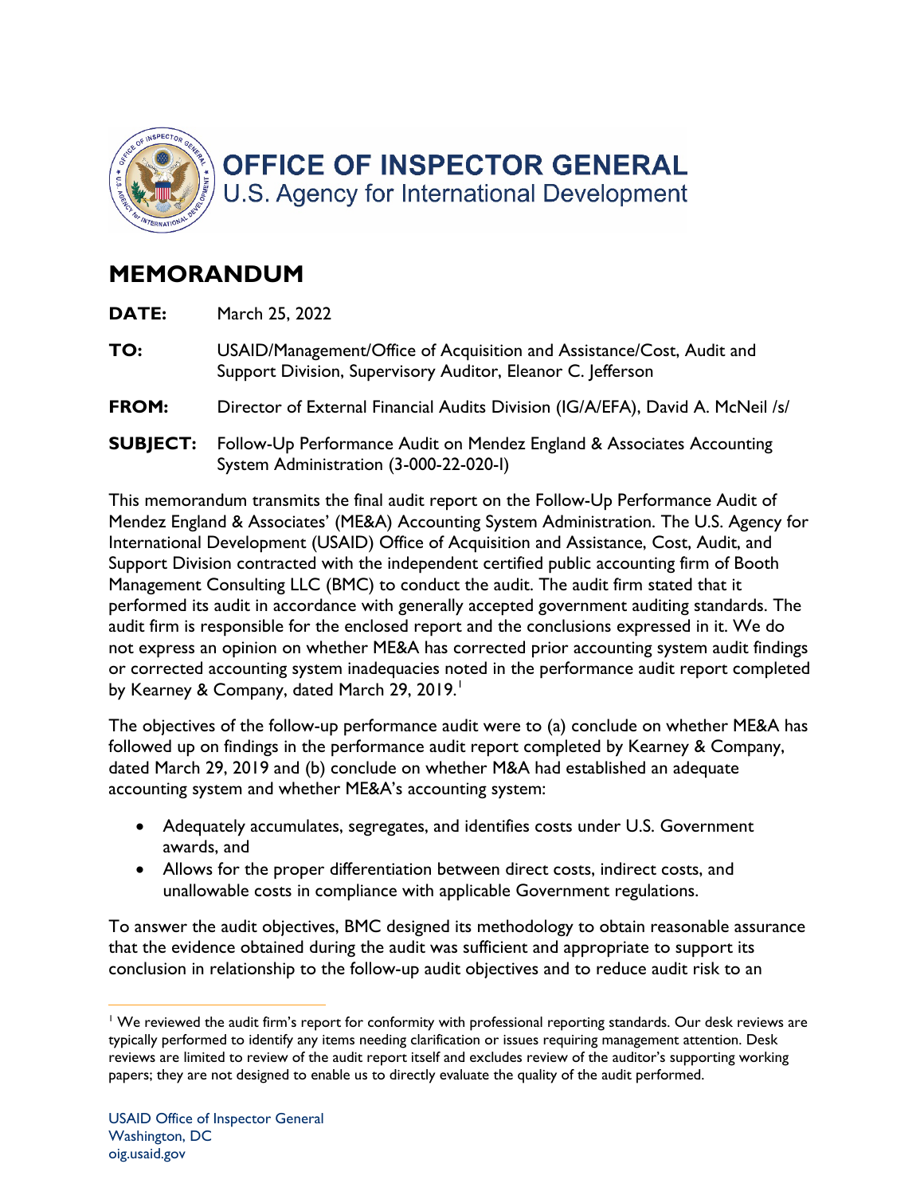# OFFICE OF INSPECTOR GENERAL

U.S. Agency for International Development

## MEMORANDUM

**DATE:** March 25, 2022

**TO:** USAID/Management/Office of Acquisition and Assistance/Cost, Audit and Support Division, Supervisory Auditor, Eleanor C. Jefferson

**FROM:** Director of External Financial Audits Division (IG/A/EFA), David A. McNeil /s/

**SUBJECT:** Follow-Up Performance Audit on Mendez England & Associates Accounting System Administration (3-000-22-020-I)

This memorandum transmits the final audit report on the Follow-Up Performance Audit of Mendez England & Associates' (ME&A) Accounting System Administration. The U.S. Agency for International Development (USAID) Office of Acquisition and Assistance, Cost, Audit, and Support Division contracted with the independent certified public accounting firm of Booth Management Consulting LLC (BMC) to conduct the audit. The audit firm stated that it performed its audit in accordance with generally accepted government auditing standards. The audit firm is responsible for the enclosed report and the conclusions expressed in it. We do not express an opinion on whether ME&A has corrected prior accounting system audit findings or corrected accounting system inadequacies noted in the performance audit report completed by Kearney & Company, dated March 29, 2019.[1]

The objectives of the follow-up performance audit were to (a) conclude on whether ME&A has followed up on findings in the performance audit report completed by Kearney & Company, dated March 29, 2019 and (b) conclude on whether M&A had established an adequate accounting system and whether ME&A's accounting system:

- Adequately accumulates, segregates, and identifies costs under U.S. Government awards, and
- Allows for the proper differentiation between direct costs, indirect costs, and unallowable costs in compliance with applicable Government regulations.

To answer the audit objectives, BMC designed its methodology to obtain reasonable assurance that the evidence obtained during the audit was sufficient and appropriate to support its conclusion in relationship to the follow-up audit objectives and to reduce audit risk to an

[1] We reviewed the audit firm's report for conformity with professional reporting standards. Our desk reviews are typically performed to identify any items needing clarification or issues requiring management attention. Desk reviews are limited to review of the audit report itself and excludes review of the auditor's supporting working papers; they are not designed to enable us to directly evaluate the quality of the audit performed.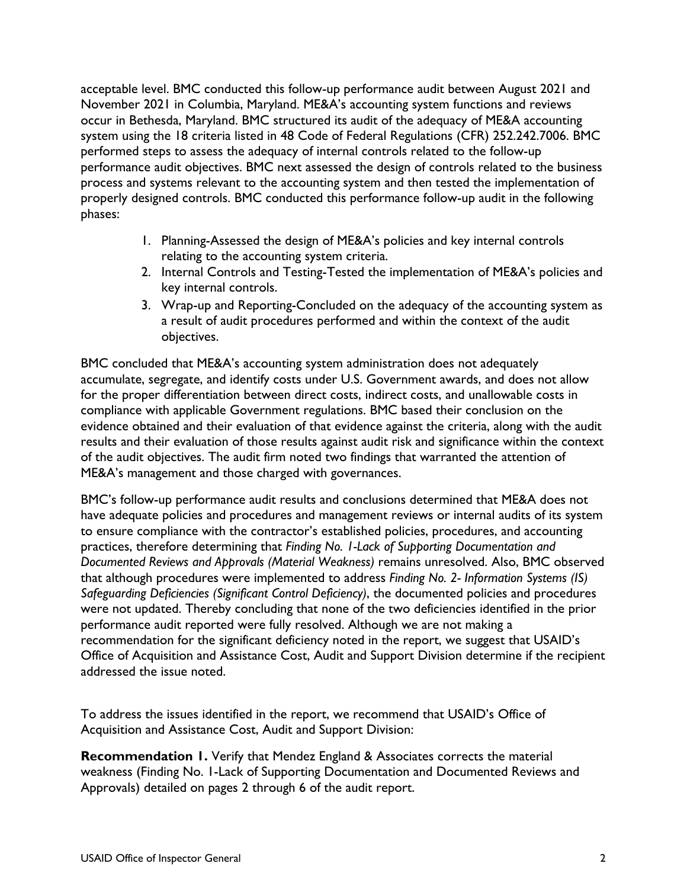acceptable level. BMC conducted this follow-up performance audit between August 2021 and November 2021 in Columbia, Maryland. ME&A's accounting system functions and reviews occur in Bethesda, Maryland. BMC structured its audit of the adequacy of ME&A accounting system using the 18 criteria listed in 48 Code of Federal Regulations (CFR) 252.242.7006. BMC performed steps to assess the adequacy of internal controls related to the follow-up performance audit objectives. BMC next assessed the design of controls related to the business process and systems relevant to the accounting system and then tested the implementation of properly designed controls. BMC conducted this performance follow-up audit in the following phases:

1. Planning-Assessed the design of ME&A's policies and key internal controls relating to the accounting system criteria.
2. Internal Controls and Testing-Tested the implementation of ME&A's policies and key internal controls.
3. Wrap-up and Reporting-Concluded on the adequacy of the accounting system as a result of audit procedures performed and within the context of the audit objectives.

BMC concluded that ME&A's accounting system administration does not adequately accumulate, segregate, and identify costs under U.S. Government awards, and does not allow for the proper differentiation between direct costs, indirect costs, and unallowable costs in compliance with applicable Government regulations. BMC based their conclusion on the evidence obtained and their evaluation of that evidence against the criteria, along with the audit results and their evaluation of those results against audit risk and significance within the context of the audit objectives. The audit firm noted two findings that warranted the attention of ME&A's management and those charged with governances.

BMC's follow-up performance audit results and conclusions determined that ME&A does not have adequate policies and procedures and management reviews or internal audits of its system to ensure compliance with the contractor's established policies, procedures, and accounting practices, therefore determining that *Finding No. 1-Lack of Supporting Documentation and Documented Reviews and Approvals (Material Weakness)* remains unresolved. Also, BMC observed that although procedures were implemented to address *Finding No. 2- Information Systems (IS) Safeguarding Deficiencies (Significant Control Deficiency)*, the documented policies and procedures were not updated. Thereby concluding that none of the two deficiencies identified in the prior performance audit reported were fully resolved. Although we are not making a recommendation for the significant deficiency noted in the report, we suggest that USAID's Office of Acquisition and Assistance Cost, Audit and Support Division determine if the recipient addressed the issue noted.

To address the issues identified in the report, we recommend that USAID's Office of Acquisition and Assistance Cost, Audit and Support Division:

**Recommendation 1.** Verify that Mendez England & Associates corrects the material weakness (Finding No. 1-Lack of Supporting Documentation and Documented Reviews and Approvals) detailed on pages 2 through 6 of the audit report.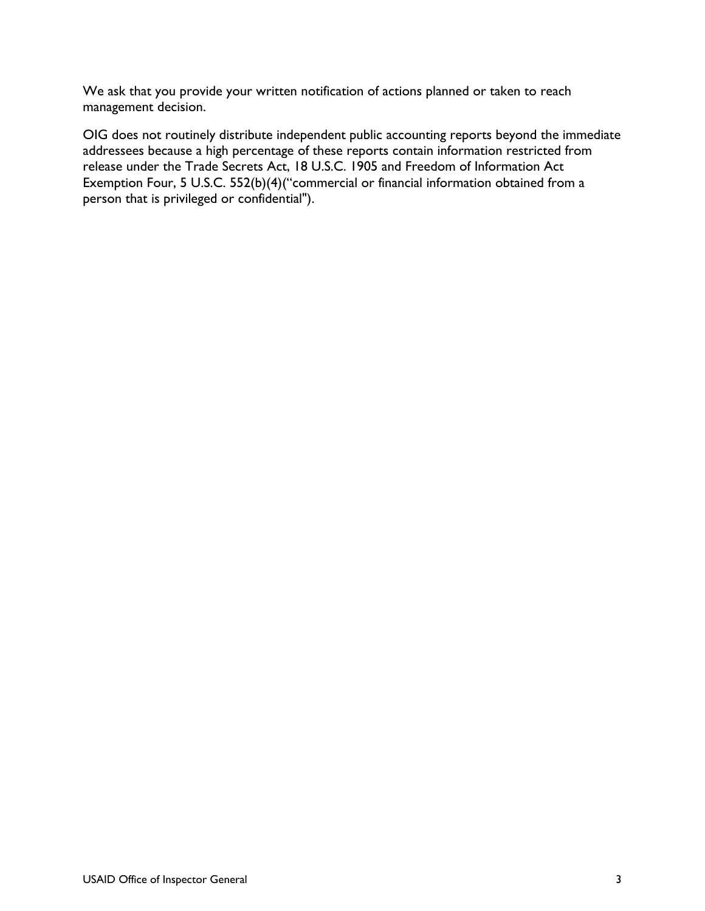We ask that you provide your written notification of actions planned or taken to reach management decision.

OIG does not routinely distribute independent public accounting reports beyond the immediate addressees because a high percentage of these reports contain information restricted from release under the Trade Secrets Act, 18 U.S.C. 1905 and Freedom of Information Act Exemption Four, 5 U.S.C. 552(b)(4)(“commercial or financial information obtained from a person that is privileged or confidential").